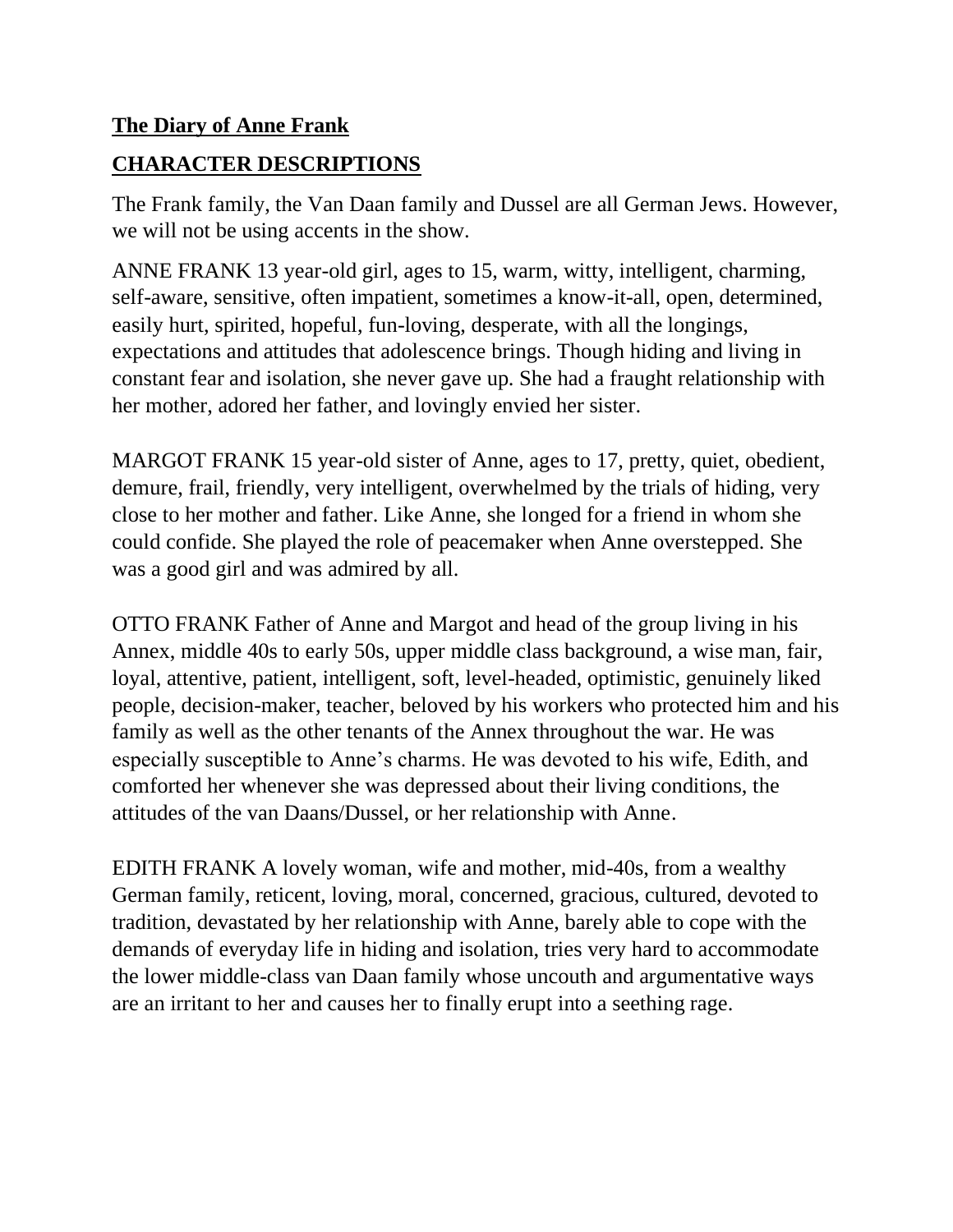**The Diary of Anne Frank**

**CHARACTER DESCRIPTIONS**

The Frank family, the Van Daan family and Dussel are all German Jews. However, we will not be using accents in the show.

ANNE FRANK 13 year-old girl, ages to 15, warm, witty, intelligent, charming, self-aware, sensitive, often impatient, sometimes a know-it-all, open, determined, easily hurt, spirited, hopeful, fun-loving, desperate, with all the longings, expectations and attitudes that adolescence brings. Though hiding and living in constant fear and isolation, she never gave up. She had a fraught relationship with her mother, adored her father, and lovingly envied her sister.

MARGOT FRANK 15 year-old sister of Anne, ages to 17, pretty, quiet, obedient, demure, frail, friendly, very intelligent, overwhelmed by the trials of hiding, very close to her mother and father. Like Anne, she longed for a friend in whom she could confide. She played the role of peacemaker when Anne overstepped. She was a good girl and was admired by all.

OTTO FRANK Father of Anne and Margot and head of the group living in his Annex, middle 40s to early 50s, upper middle class background, a wise man, fair, loyal, attentive, patient, intelligent, soft, level-headed, optimistic, genuinely liked people, decision-maker, teacher, beloved by his workers who protected him and his family as well as the other tenants of the Annex throughout the war. He was especially susceptible to Anne's charms. He was devoted to his wife, Edith, and comforted her whenever she was depressed about their living conditions, the attitudes of the van Daans/Dussel, or her relationship with Anne.

EDITH FRANK A lovely woman, wife and mother, mid-40s, from a wealthy German family, reticent, loving, moral, concerned, gracious, cultured, devoted to tradition, devastated by her relationship with Anne, barely able to cope with the demands of everyday life in hiding and isolation, tries very hard to accommodate the lower middle-class van Daan family whose uncouth and argumentative ways are an irritant to her and causes her to finally erupt into a seething rage.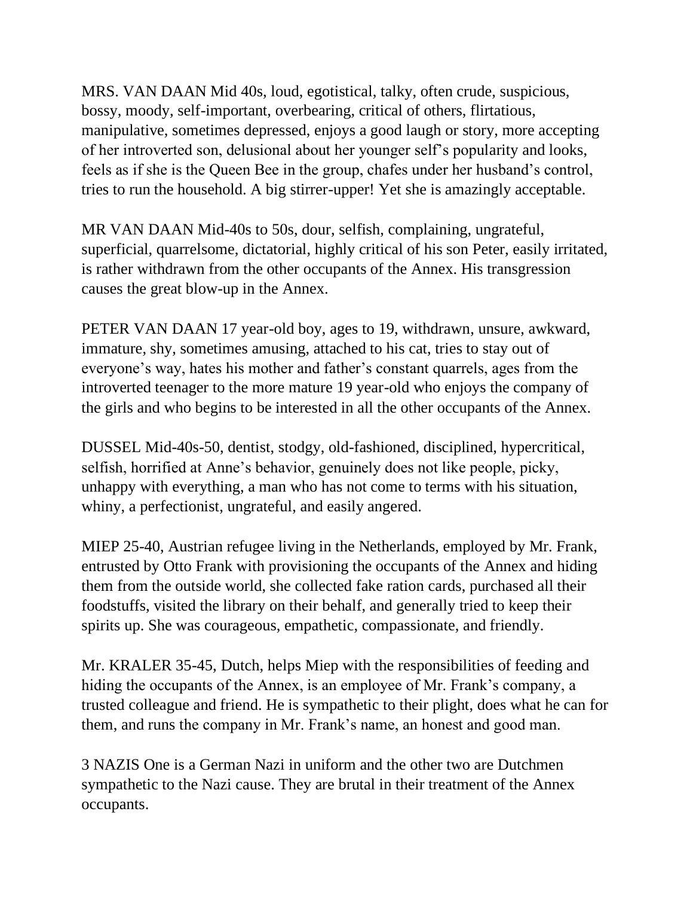MRS. VAN DAAN Mid 40s, loud, egotistical, talky, often crude, suspicious, bossy, moody, self-important, overbearing, critical of others, flirtatious, manipulative, sometimes depressed, enjoys a good laugh or story, more accepting of her introverted son, delusional about her younger self's popularity and looks, feels as if she is the Queen Bee in the group, chafes under her husband's control, tries to run the household. A big stirrer-upper! Yet she is amazingly acceptable.

MR VAN DAAN Mid-40s to 50s, dour, selfish, complaining, ungrateful, superficial, quarrelsome, dictatorial, highly critical of his son Peter, easily irritated, is rather withdrawn from the other occupants of the Annex. His transgression causes the great blow-up in the Annex.

PETER VAN DAAN 17 year-old boy, ages to 19, withdrawn, unsure, awkward, immature, shy, sometimes amusing, attached to his cat, tries to stay out of everyone's way, hates his mother and father's constant quarrels, ages from the introverted teenager to the more mature 19 year-old who enjoys the company of the girls and who begins to be interested in all the other occupants of the Annex.

DUSSEL Mid-40s-50, dentist, stodgy, old-fashioned, disciplined, hypercritical, selfish, horrified at Anne's behavior, genuinely does not like people, picky, unhappy with everything, a man who has not come to terms with his situation, whiny, a perfectionist, ungrateful, and easily angered.

MIEP 25-40, Austrian refugee living in the Netherlands, employed by Mr. Frank, entrusted by Otto Frank with provisioning the occupants of the Annex and hiding them from the outside world, she collected fake ration cards, purchased all their foodstuffs, visited the library on their behalf, and generally tried to keep their spirits up. She was courageous, empathetic, compassionate, and friendly.

Mr. KRALER 35-45, Dutch, helps Miep with the responsibilities of feeding and hiding the occupants of the Annex, is an employee of Mr. Frank's company, a trusted colleague and friend. He is sympathetic to their plight, does what he can for them, and runs the company in Mr. Frank's name, an honest and good man.

3 NAZIS One is a German Nazi in uniform and the other two are Dutchmen sympathetic to the Nazi cause. They are brutal in their treatment of the Annex occupants.